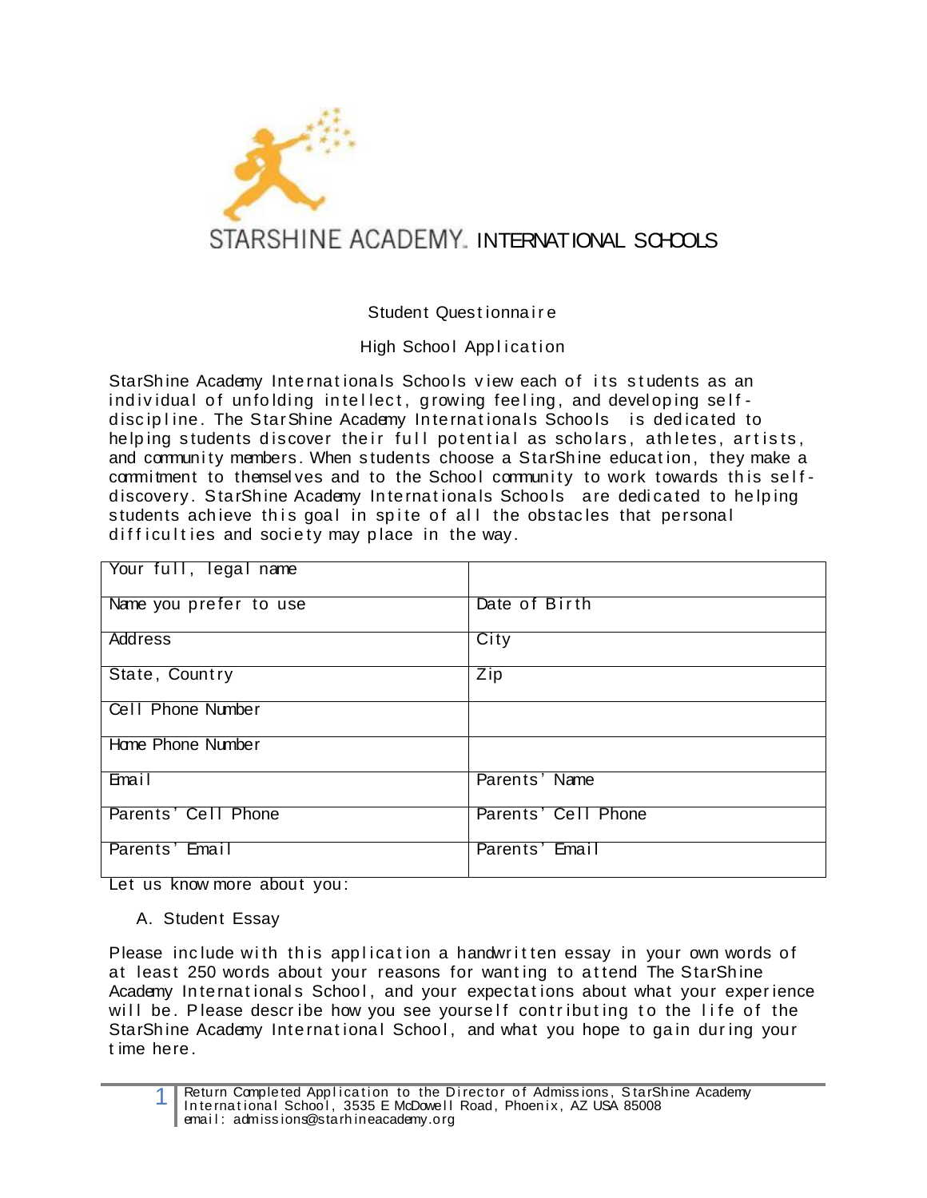# STARSHINE ACADEMY. INTERNATIONAL SCHOOLS

Student Questionnaire

High School Application

StarShine Academy Internationals Schools view each of its students as an individual of unfolding intellect, growing feeling, and developing self-discipline. The StarShine Academy Internationals Schools is dedicated to helping students discover their full potential as scholars, athletes, artists, and community members. When students choose a StarShine education, they make a commitment to themselves and to the School community to work towards this self-discovery. StarShine Academy Internationals Schools are dedicated to helping students achieve this goal in spite of all the obstacles that personal difficulties and society may place in the way.

| Your full, legal name | |
|---|---|
| Name you prefer to use | Date of Birth |
| Address | City |
| State, Country | Zip |
| Cell Phone Number | |
| Home Phone Number | |
| Email | Parents' Name |
| Parents' Cell Phone | Parents' Cell Phone |
| Parents' Email | Parents' Email |

Let us know more about you:

A. Student Essay

Please include with this application a handwritten essay in your own words of at least 250 words about your reasons for wanting to attend The StarShine Academy Internationals School, and your expectations about what your experience will be. Please describe how you see yourself contributing to the life of the StarShine Academy International School, and what you hope to gain during your time here.

Return Completed Application to the Director of Admissions, StarShine Academy International School, 3535 E McDowell Road, Phoenix, AZ USA 85008
email: admissions@starhineacademy.org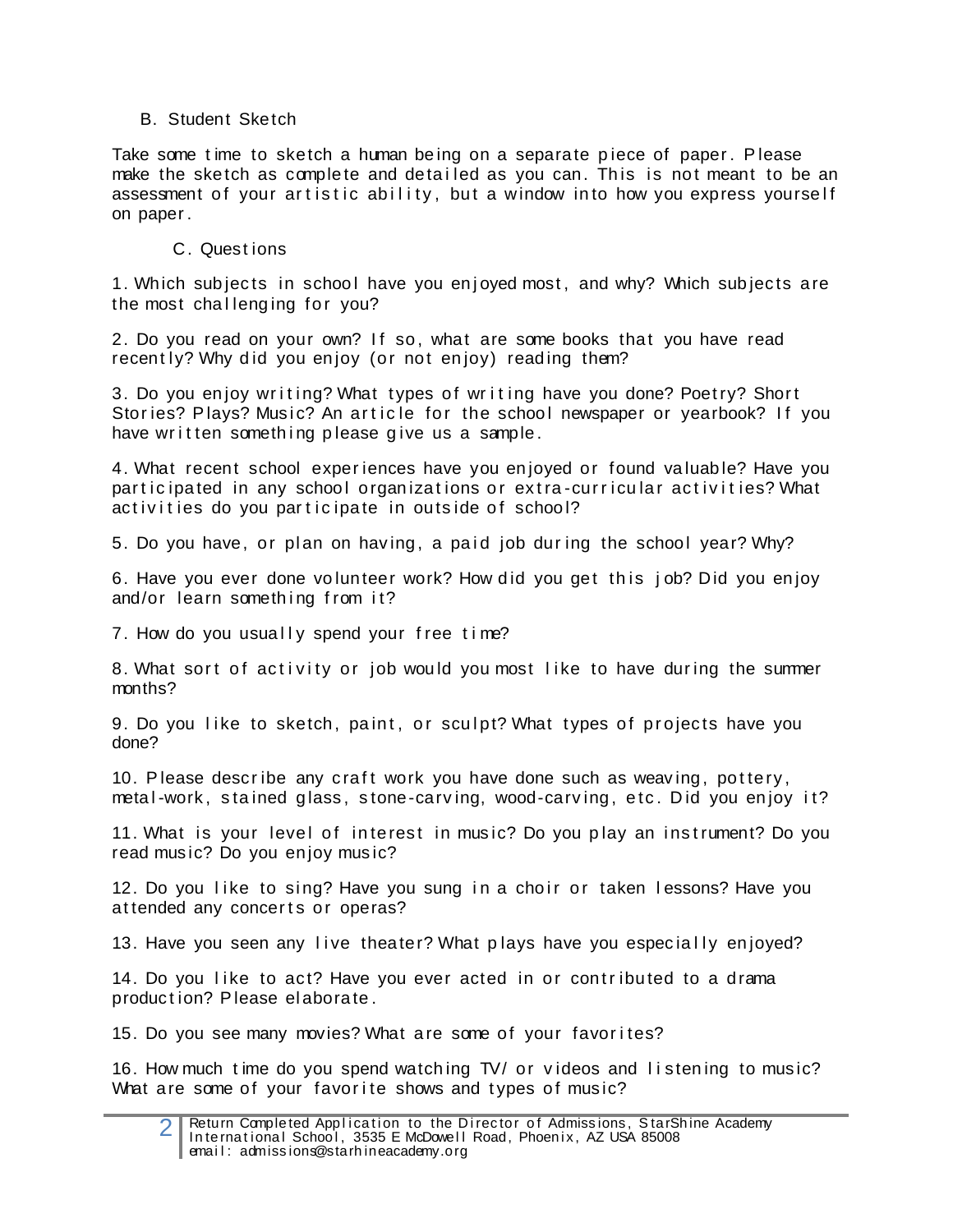B. Student Sketch

Take some time to sketch a human being on a separate piece of paper. Please make the sketch as complete and detailed as you can. This is not meant to be an assessment of your artistic ability, but a window into how you express yourself on paper.

C. Questions

1. Which subjects in school have you enjoyed most, and why? Which subjects are the most challenging for you?

2. Do you read on your own? If so, what are some books that you have read recently? Why did you enjoy (or not enjoy) reading them?

3. Do you enjoy writing? What types of writing have you done? Poetry? Short Stories? Plays? Music? An article for the school newspaper or yearbook? If you have written something please give us a sample.

4. What recent school experiences have you enjoyed or found valuable? Have you participated in any school organizations or extra-curricular activities? What activities do you participate in outside of school?

5. Do you have, or plan on having, a paid job during the school year? Why?

6. Have you ever done volunteer work? How did you get this job? Did you enjoy and/or learn something from it?

7. How do you usually spend your free time?

8. What sort of activity or job would you most like to have during the summer months?

9. Do you like to sketch, paint, or sculpt? What types of projects have you done?

10. Please describe any craft work you have done such as weaving, pottery, metal-work, stained glass, stone-carving, wood-carving, etc. Did you enjoy it?

11. What is your level of interest in music? Do you play an instrument? Do you read music? Do you enjoy music?

12. Do you like to sing? Have you sung in a choir or taken lessons? Have you attended any concerts or operas?

13. Have you seen any live theater? What plays have you especially enjoyed?

14. Do you like to act? Have you ever acted in or contributed to a drama production? Please elaborate.

15. Do you see many movies? What are some of your favorites?

16. How much time do you spend watching TV/ or videos and listening to music? What are some of your favorite shows and types of music?

Return Completed Application to the Director of Admissions, StarShine Academy International School, 3535 E McDowell Road, Phoenix, AZ USA 85008
email: admissions@starhineacademy.org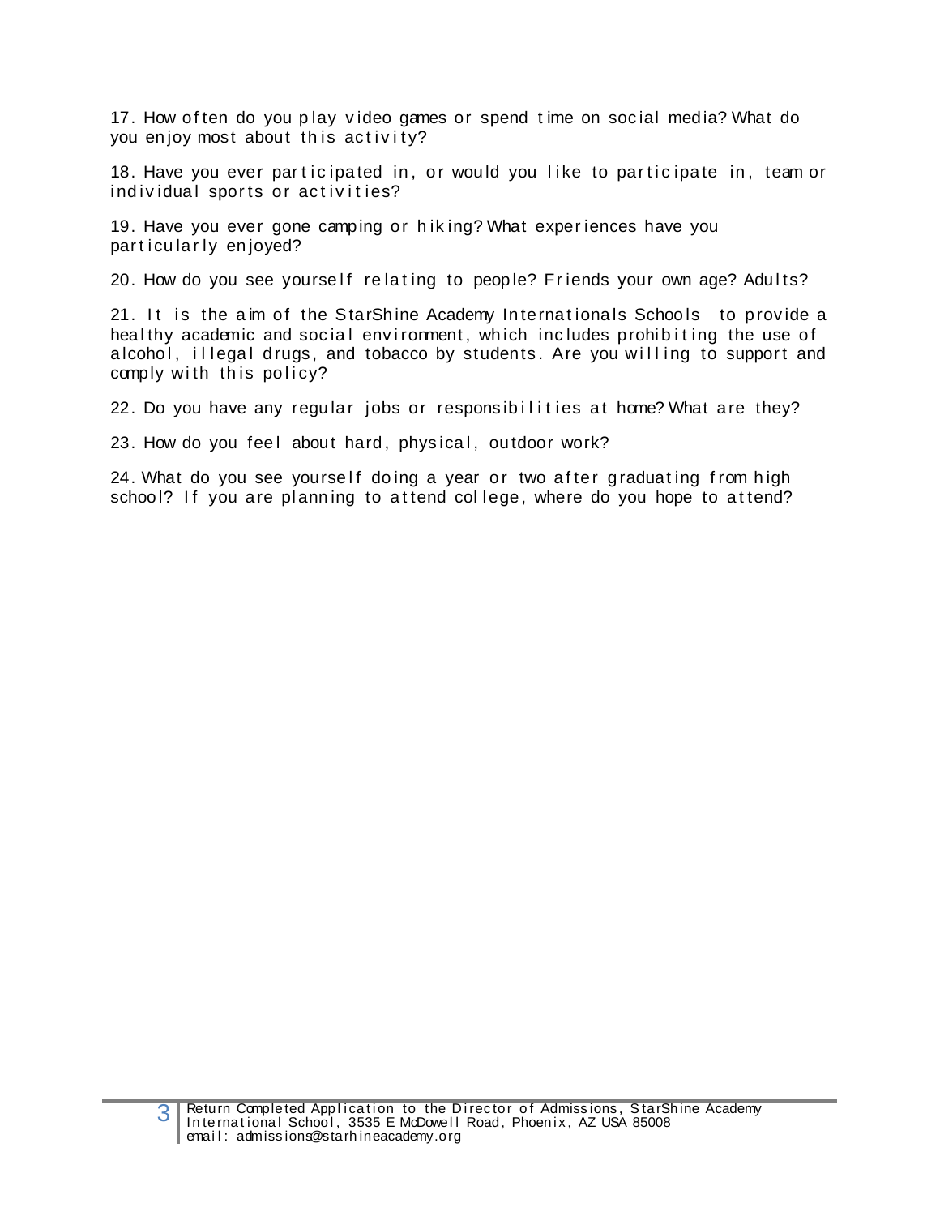17. How often do you play video games or spend time on social media? What do you enjoy most about this activity?

18. Have you ever participated in, or would you like to participate in, team or individual sports or activities?

19. Have you ever gone camping or hiking? What experiences have you particularly enjoyed?

20. How do you see yourself relating to people? Friends your own age? Adults?

21. It is the aim of the StarShine Academy Internationals Schools to provide a healthy academic and social environment, which includes prohibiting the use of alcohol, illegal drugs, and tobacco by students. Are you willing to support and comply with this policy?

22. Do you have any regular jobs or responsibilities at home? What are they?

23. How do you feel about hard, physical, outdoor work?

24. What do you see yourself doing a year or two after graduating from high school? If you are planning to attend college, where do you hope to attend?

Return Completed Application to the Director of Admissions, StarShine Academy International School, 3535 E McDowell Road, Phoenix, AZ USA 85008
email: admissions@starhineacademy.org